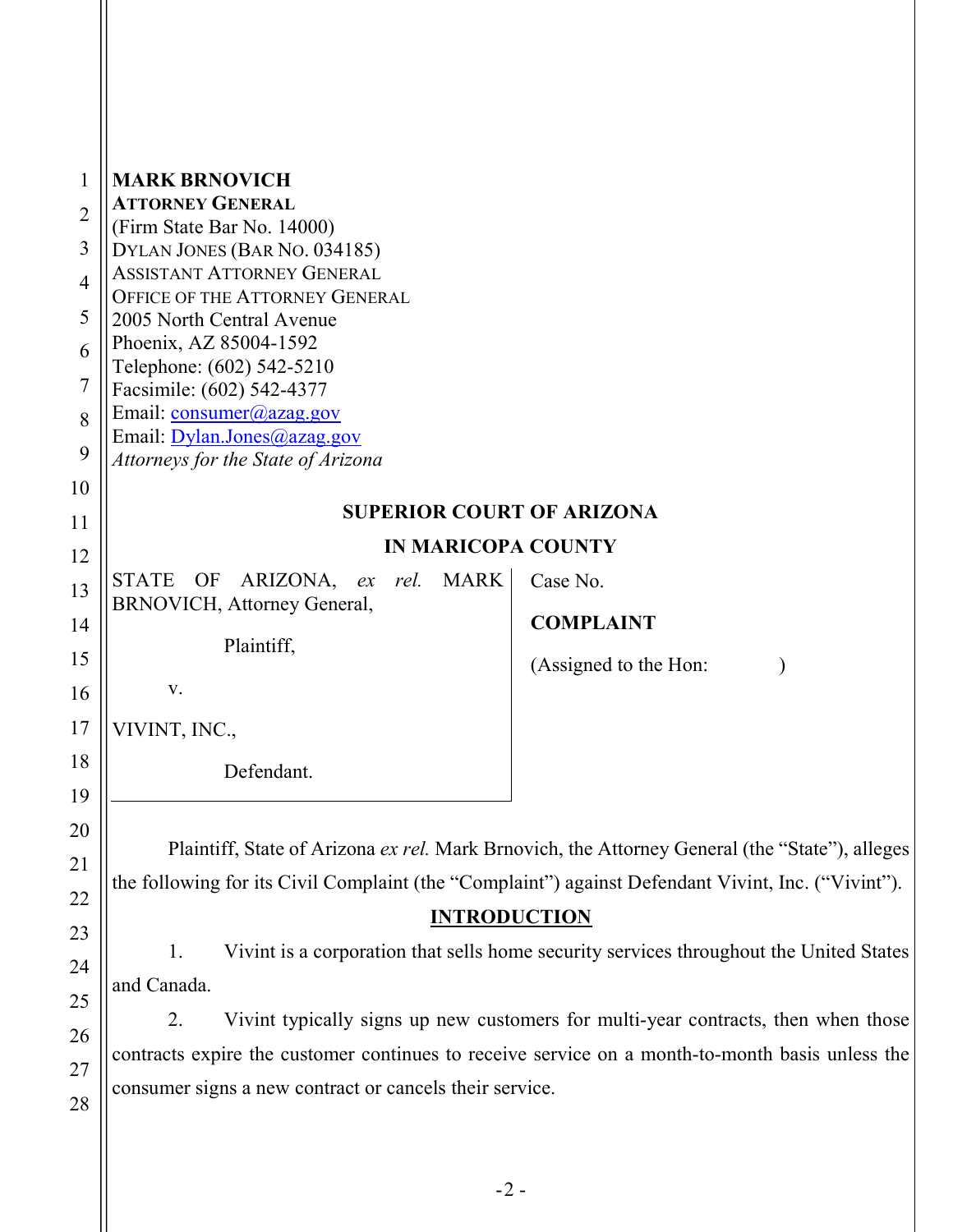**MARK BRNOVICH**
**ATTORNEY GENERAL**
(Firm State Bar No. 14000)
DYLAN JONES (BAR NO. 034185)
ASSISTANT ATTORNEY GENERAL
OFFICE OF THE ATTORNEY GENERAL
2005 North Central Avenue
Phoenix, AZ 85004-1592
Telephone: (602) 542-5210
Facsimile: (602) 542-4377
Email: consumer@azag.gov
Email: Dylan.Jones@azag.gov
*Attorneys for the State of Arizona*

**SUPERIOR COURT OF ARIZONA**

**IN MARICOPA COUNTY**

| | |
|---|---|
| STATE OF ARIZONA, *ex rel.* MARK BRNOVICH, Attorney General,<br><br>Plaintiff,<br><br>v.<br><br>VIVINT, INC.,<br><br>Defendant. | Case No.<br><br>**COMPLAINT**<br><br>(Assigned to the Hon: ) |

Plaintiff, State of Arizona *ex rel.* Mark Brnovich, the Attorney General (the "State"), alleges the following for its Civil Complaint (the "Complaint") against Defendant Vivint, Inc. ("Vivint").

## INTRODUCTION

1. Vivint is a corporation that sells home security services throughout the United States and Canada.

2. Vivint typically signs up new customers for multi-year contracts, then when those contracts expire the customer continues to receive service on a month-to-month basis unless the consumer signs a new contract or cancels their service.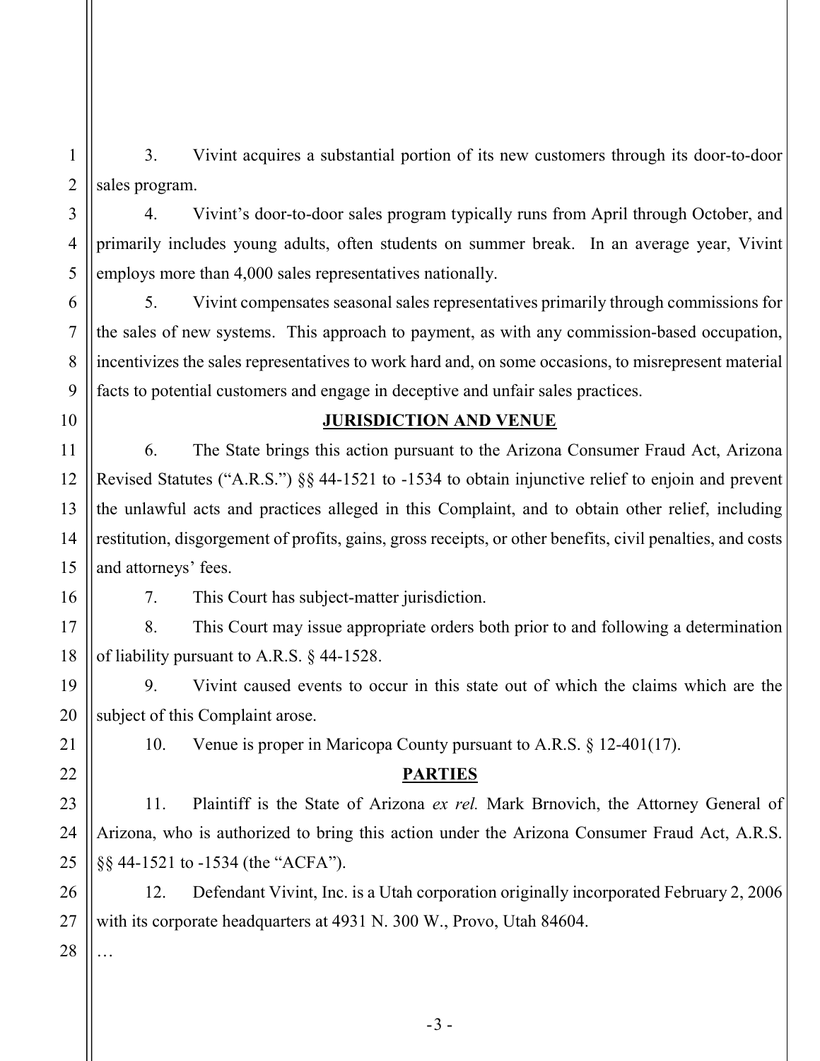3. Vivint acquires a substantial portion of its new customers through its door-to-door sales program.

4. Vivint's door-to-door sales program typically runs from April through October, and primarily includes young adults, often students on summer break. In an average year, Vivint employs more than 4,000 sales representatives nationally.

5. Vivint compensates seasonal sales representatives primarily through commissions for the sales of new systems. This approach to payment, as with any commission-based occupation, incentivizes the sales representatives to work hard and, on some occasions, to misrepresent material facts to potential customers and engage in deceptive and unfair sales practices.

## JURISDICTION AND VENUE

6. The State brings this action pursuant to the Arizona Consumer Fraud Act, Arizona Revised Statutes ("A.R.S.") §§ 44-1521 to -1534 to obtain injunctive relief to enjoin and prevent the unlawful acts and practices alleged in this Complaint, and to obtain other relief, including restitution, disgorgement of profits, gains, gross receipts, or other benefits, civil penalties, and costs and attorneys' fees.

7. This Court has subject-matter jurisdiction.

8. This Court may issue appropriate orders both prior to and following a determination of liability pursuant to A.R.S. § 44-1528.

9. Vivint caused events to occur in this state out of which the claims which are the subject of this Complaint arose.

10. Venue is proper in Maricopa County pursuant to A.R.S. § 12-401(17).

## PARTIES

11. Plaintiff is the State of Arizona *ex rel.* Mark Brnovich, the Attorney General of Arizona, who is authorized to bring this action under the Arizona Consumer Fraud Act, A.R.S. §§ 44-1521 to -1534 (the "ACFA").

12. Defendant Vivint, Inc. is a Utah corporation originally incorporated February 2, 2006 with its corporate headquarters at 4931 N. 300 W., Provo, Utah 84604.

…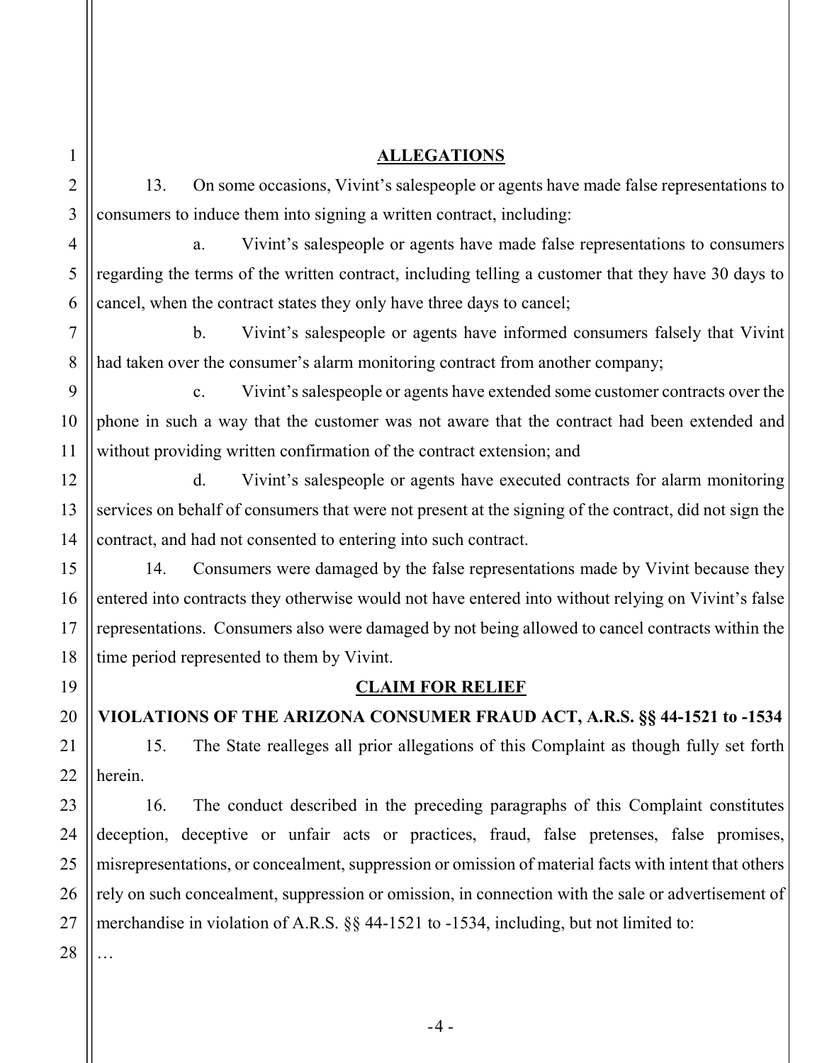## ALLEGATIONS

13. On some occasions, Vivint's salespeople or agents have made false representations to consumers to induce them into signing a written contract, including:

a. Vivint's salespeople or agents have made false representations to consumers regarding the terms of the written contract, including telling a customer that they have 30 days to cancel, when the contract states they only have three days to cancel;

b. Vivint's salespeople or agents have informed consumers falsely that Vivint had taken over the consumer's alarm monitoring contract from another company;

c. Vivint's salespeople or agents have extended some customer contracts over the phone in such a way that the customer was not aware that the contract had been extended and without providing written confirmation of the contract extension; and

d. Vivint's salespeople or agents have executed contracts for alarm monitoring services on behalf of consumers that were not present at the signing of the contract, did not sign the contract, and had not consented to entering into such contract.

14. Consumers were damaged by the false representations made by Vivint because they entered into contracts they otherwise would not have entered into without relying on Vivint's false representations. Consumers also were damaged by not being allowed to cancel contracts within the time period represented to them by Vivint.

## CLAIM FOR RELIEF

### VIOLATIONS OF THE ARIZONA CONSUMER FRAUD ACT, A.R.S. §§ 44-1521 to -1534

15. The State realleges all prior allegations of this Complaint as though fully set forth herein.

16. The conduct described in the preceding paragraphs of this Complaint constitutes deception, deceptive or unfair acts or practices, fraud, false pretenses, false promises, misrepresentations, or concealment, suppression or omission of material facts with intent that others rely on such concealment, suppression or omission, in connection with the sale or advertisement of merchandise in violation of A.R.S. §§ 44-1521 to -1534, including, but not limited to:

…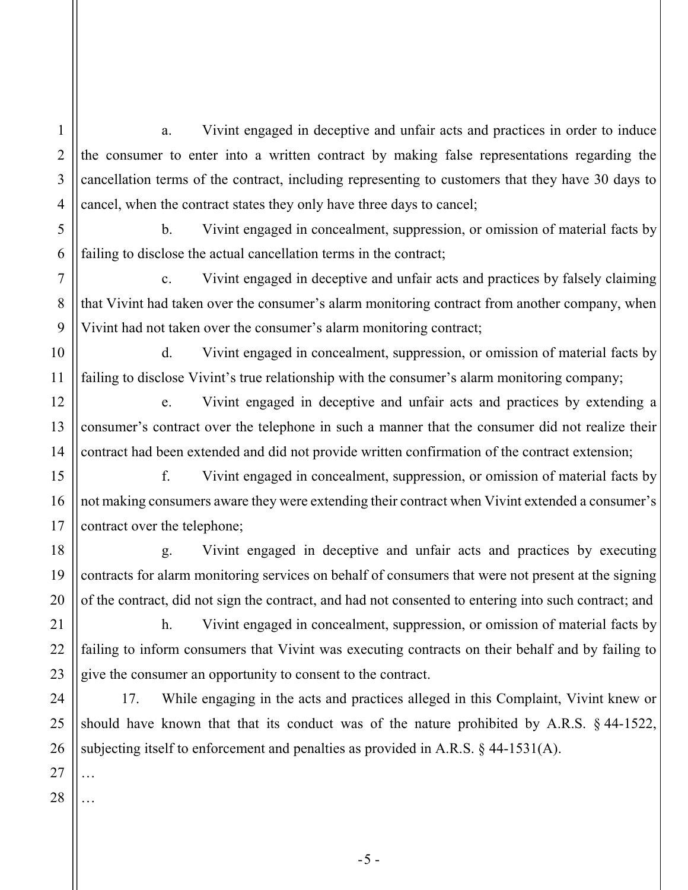a. Vivint engaged in deceptive and unfair acts and practices in order to induce the consumer to enter into a written contract by making false representations regarding the cancellation terms of the contract, including representing to customers that they have 30 days to cancel, when the contract states they only have three days to cancel;

b. Vivint engaged in concealment, suppression, or omission of material facts by failing to disclose the actual cancellation terms in the contract;

c. Vivint engaged in deceptive and unfair acts and practices by falsely claiming that Vivint had taken over the consumer's alarm monitoring contract from another company, when Vivint had not taken over the consumer's alarm monitoring contract;

d. Vivint engaged in concealment, suppression, or omission of material facts by failing to disclose Vivint's true relationship with the consumer's alarm monitoring company;

e. Vivint engaged in deceptive and unfair acts and practices by extending a consumer's contract over the telephone in such a manner that the consumer did not realize their contract had been extended and did not provide written confirmation of the contract extension;

f. Vivint engaged in concealment, suppression, or omission of material facts by not making consumers aware they were extending their contract when Vivint extended a consumer's contract over the telephone;

g. Vivint engaged in deceptive and unfair acts and practices by executing contracts for alarm monitoring services on behalf of consumers that were not present at the signing of the contract, did not sign the contract, and had not consented to entering into such contract; and

h. Vivint engaged in concealment, suppression, or omission of material facts by failing to inform consumers that Vivint was executing contracts on their behalf and by failing to give the consumer an opportunity to consent to the contract.

17. While engaging in the acts and practices alleged in this Complaint, Vivint knew or should have known that that its conduct was of the nature prohibited by A.R.S. § 44-1522, subjecting itself to enforcement and penalties as provided in A.R.S. § 44-1531(A).

…

…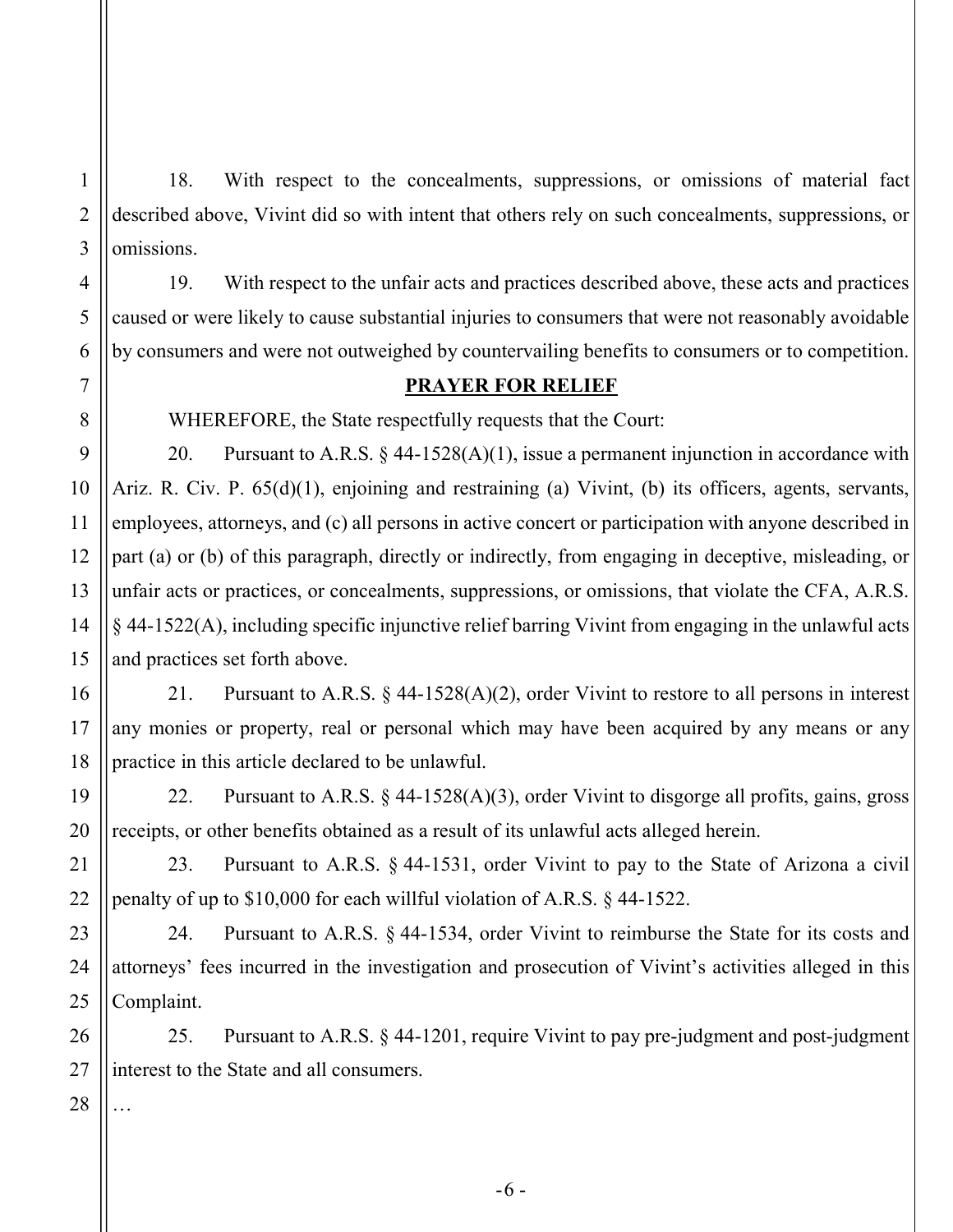18. With respect to the concealments, suppressions, or omissions of material fact described above, Vivint did so with intent that others rely on such concealments, suppressions, or omissions.

19. With respect to the unfair acts and practices described above, these acts and practices caused or were likely to cause substantial injuries to consumers that were not reasonably avoidable by consumers and were not outweighed by countervailing benefits to consumers or to competition.

## PRAYER FOR RELIEF

WHEREFORE, the State respectfully requests that the Court:

20. Pursuant to A.R.S. § 44-1528(A)(1), issue a permanent injunction in accordance with Ariz. R. Civ. P. 65(d)(1), enjoining and restraining (a) Vivint, (b) its officers, agents, servants, employees, attorneys, and (c) all persons in active concert or participation with anyone described in part (a) or (b) of this paragraph, directly or indirectly, from engaging in deceptive, misleading, or unfair acts or practices, or concealments, suppressions, or omissions, that violate the CFA, A.R.S. § 44-1522(A), including specific injunctive relief barring Vivint from engaging in the unlawful acts and practices set forth above.

21. Pursuant to A.R.S. § 44-1528(A)(2), order Vivint to restore to all persons in interest any monies or property, real or personal which may have been acquired by any means or any practice in this article declared to be unlawful.

22. Pursuant to A.R.S. § 44-1528(A)(3), order Vivint to disgorge all profits, gains, gross receipts, or other benefits obtained as a result of its unlawful acts alleged herein.

23. Pursuant to A.R.S. § 44-1531, order Vivint to pay to the State of Arizona a civil penalty of up to $10,000 for each willful violation of A.R.S. § 44-1522.

24. Pursuant to A.R.S. § 44-1534, order Vivint to reimburse the State for its costs and attorneys' fees incurred in the investigation and prosecution of Vivint's activities alleged in this Complaint.

25. Pursuant to A.R.S. § 44-1201, require Vivint to pay pre-judgment and post-judgment interest to the State and all consumers.

…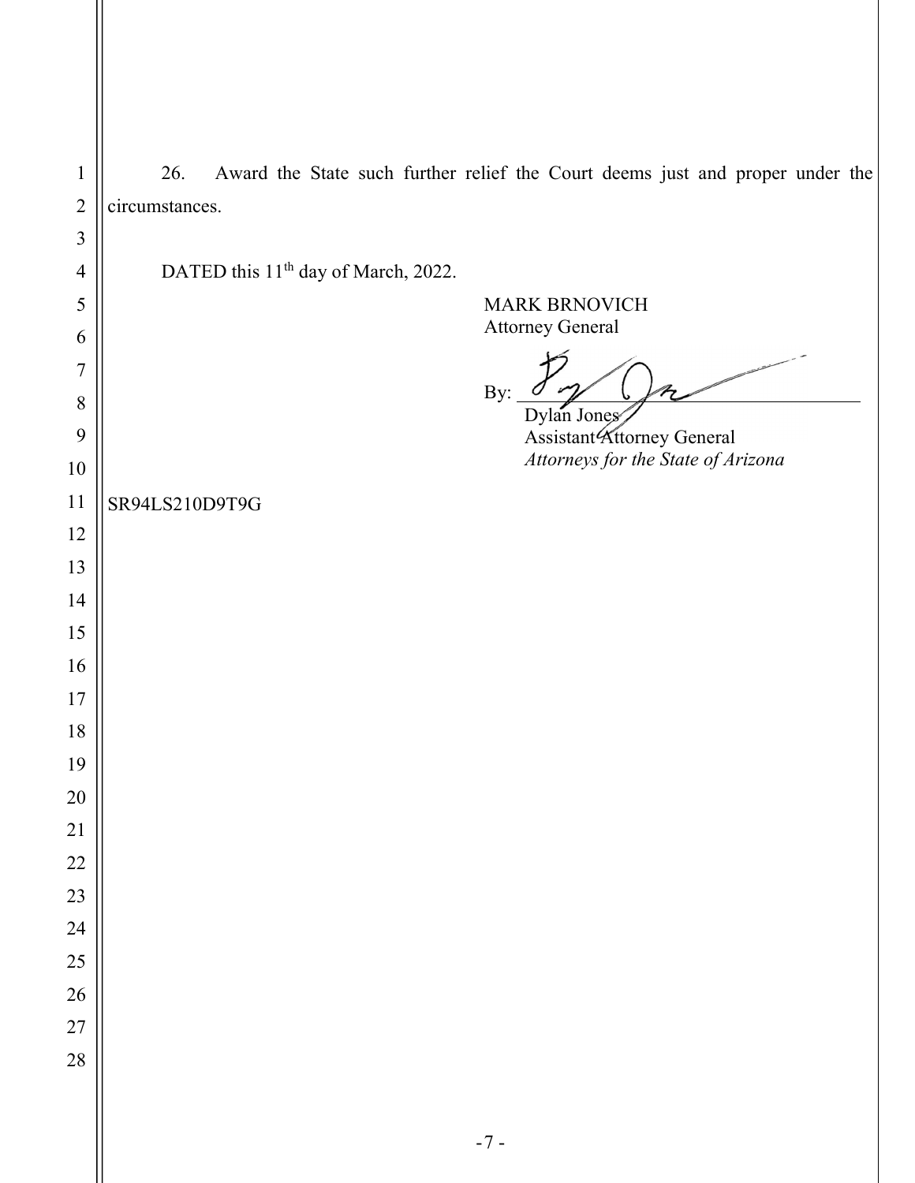26. Award the State such further relief the Court deems just and proper under the circumstances.

DATED this 11th day of March, 2022.

MARK BRNOVICH
Attorney General

By: ______________________
Dylan Jones
Assistant Attorney General
*Attorneys for the State of Arizona*

SR94LS210D9T9G